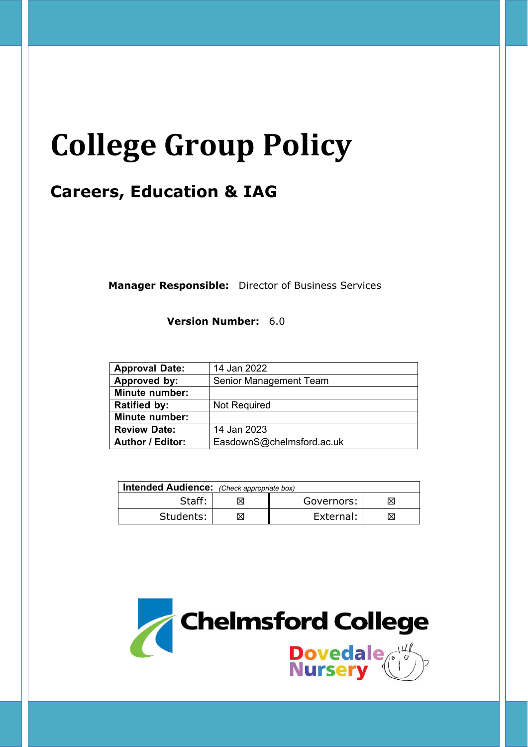# College Group Policy

## Careers, Education & IAG

**Manager Responsible:** Director of Business Services

**Version Number:** 6.0

| | |
|---|---|
| **Approval Date:** | 14 Jan 2022 |
| **Approved by:** | Senior Management Team |
| **Minute number:** | |
| **Ratified by:** | Not Required |
| **Minute number:** | |
| **Review Date:** | 14 Jan 2023 |
| **Author / Editor:** | EasdownS@chelmsford.ac.uk |

| **Intended Audience:** *(Check appropriate box)* | | | |
|---|---|---|---|
| Staff: | ☒ | Governors: | ☒ |
| Students: | ☒ | External: | ☒ |

Chelmsford College

Dovedale Nursery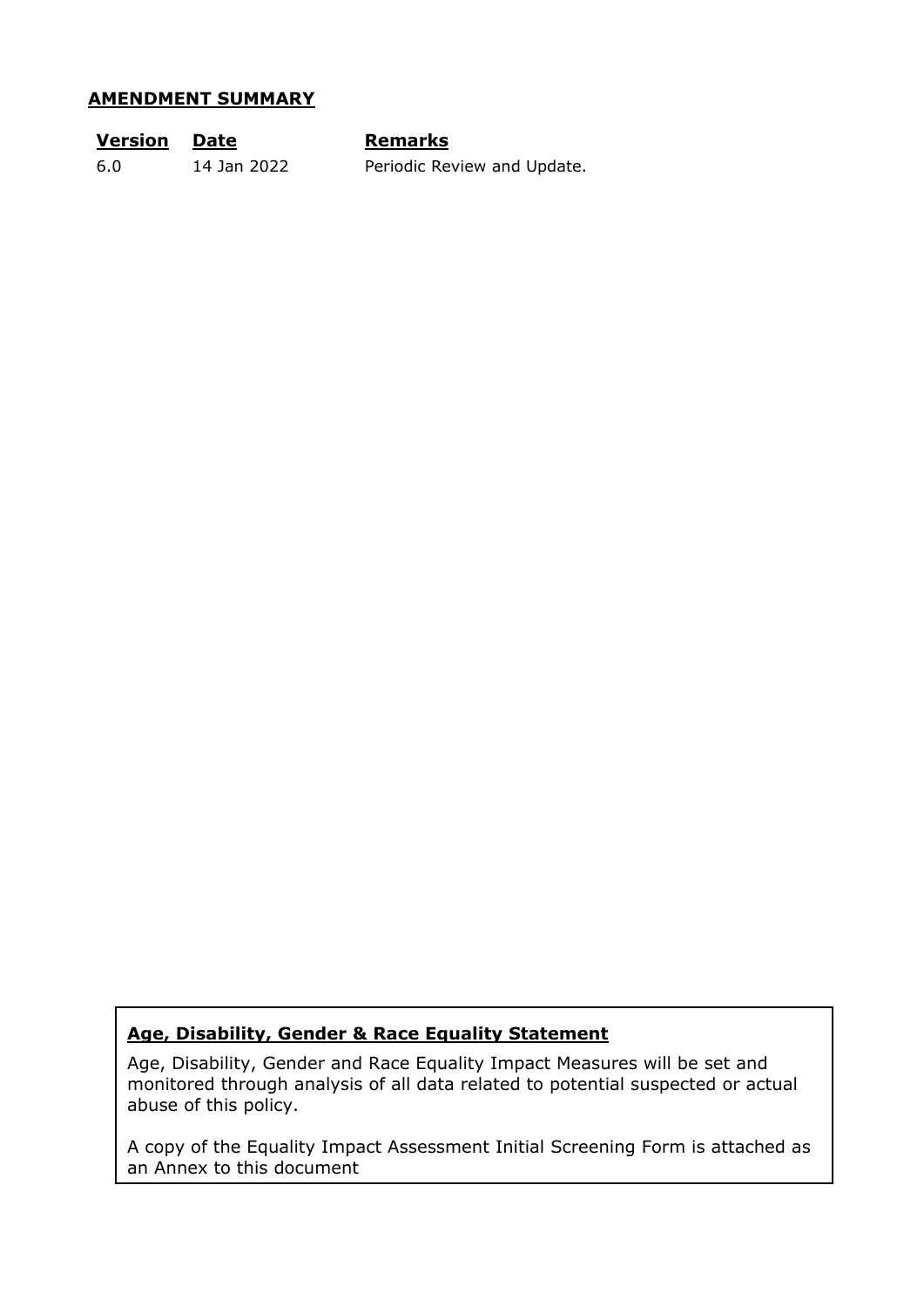## AMENDMENT SUMMARY

| **Version** | **Date** | **Remarks** |
|---|---|---|
| 6.0 | 14 Jan 2022 | Periodic Review and Update. |

**Age, Disability, Gender & Race Equality Statement**

Age, Disability, Gender and Race Equality Impact Measures will be set and monitored through analysis of all data related to potential suspected or actual abuse of this policy.

A copy of the Equality Impact Assessment Initial Screening Form is attached as an Annex to this document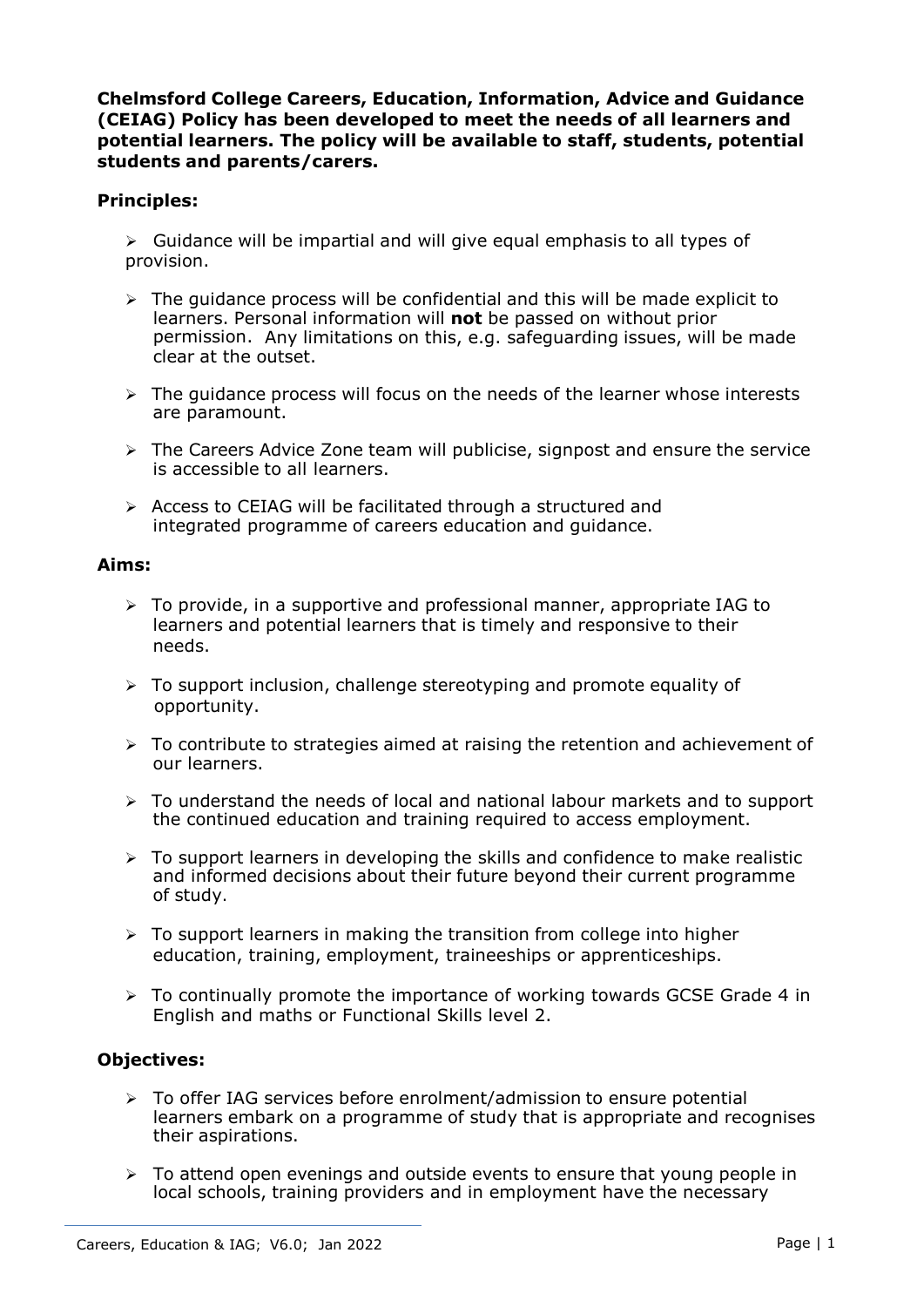**Chelmsford College Careers, Education, Information, Advice and Guidance (CEIAG) Policy has been developed to meet the needs of all learners and potential learners. The policy will be available to staff, students, potential students and parents/carers.**

## Principles:

- Guidance will be impartial and will give equal emphasis to all types of provision.
- The guidance process will be confidential and this will be made explicit to learners. Personal information will **not** be passed on without prior permission. Any limitations on this, e.g. safeguarding issues, will be made clear at the outset.
- The guidance process will focus on the needs of the learner whose interests are paramount.
- The Careers Advice Zone team will publicise, signpost and ensure the service is accessible to all learners.
- Access to CEIAG will be facilitated through a structured and integrated programme of careers education and guidance.

## Aims:

- To provide, in a supportive and professional manner, appropriate IAG to learners and potential learners that is timely and responsive to their needs.
- To support inclusion, challenge stereotyping and promote equality of opportunity.
- To contribute to strategies aimed at raising the retention and achievement of our learners.
- To understand the needs of local and national labour markets and to support the continued education and training required to access employment.
- To support learners in developing the skills and confidence to make realistic and informed decisions about their future beyond their current programme of study.
- To support learners in making the transition from college into higher education, training, employment, traineeships or apprenticeships.
- To continually promote the importance of working towards GCSE Grade 4 in English and maths or Functional Skills level 2.

## Objectives:

- To offer IAG services before enrolment/admission to ensure potential learners embark on a programme of study that is appropriate and recognises their aspirations.
- To attend open evenings and outside events to ensure that young people in local schools, training providers and in employment have the necessary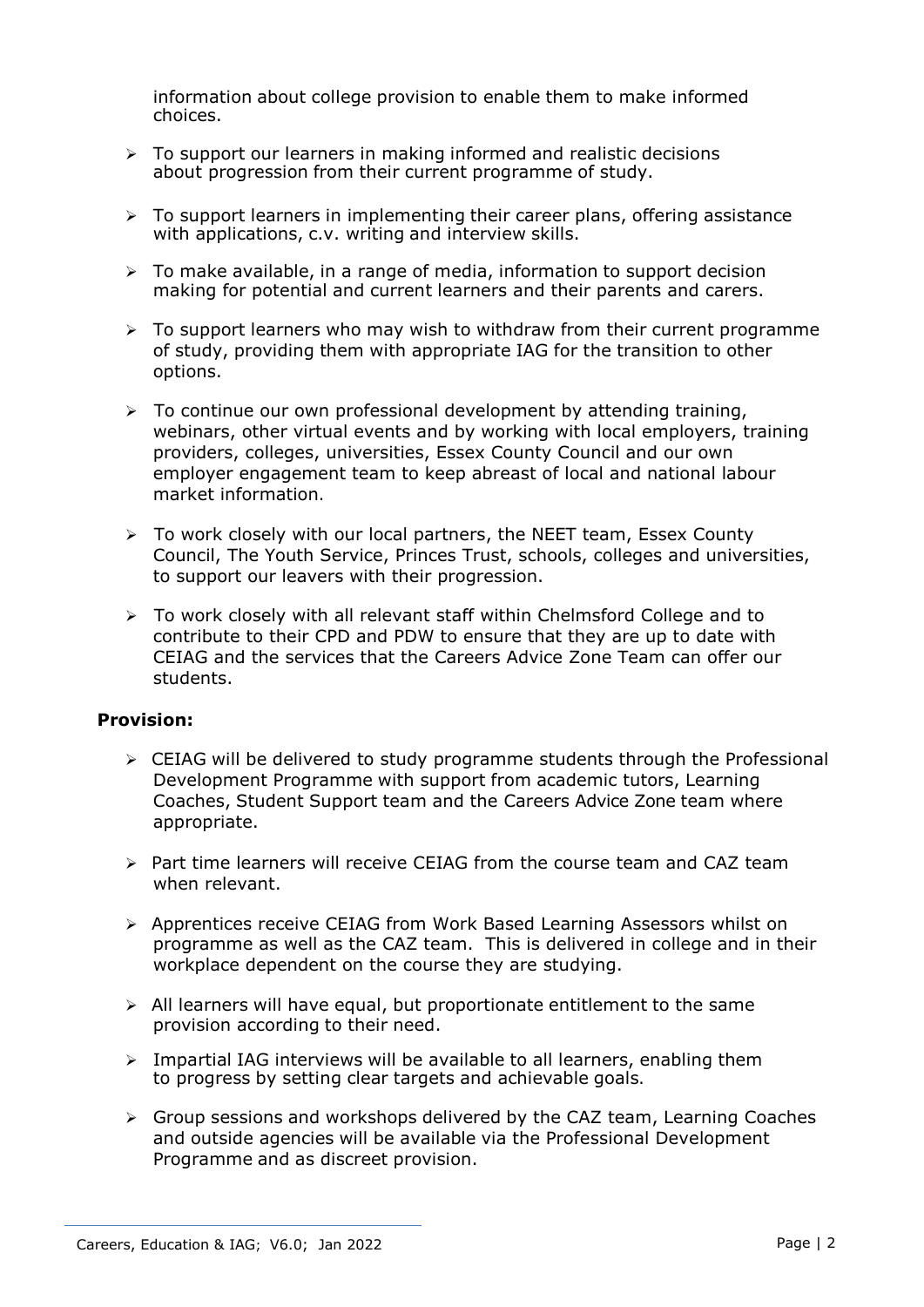information about college provision to enable them to make informed choices.

- To support our learners in making informed and realistic decisions about progression from their current programme of study.
- To support learners in implementing their career plans, offering assistance with applications, c.v. writing and interview skills.
- To make available, in a range of media, information to support decision making for potential and current learners and their parents and carers.
- To support learners who may wish to withdraw from their current programme of study, providing them with appropriate IAG for the transition to other options.
- To continue our own professional development by attending training, webinars, other virtual events and by working with local employers, training providers, colleges, universities, Essex County Council and our own employer engagement team to keep abreast of local and national labour market information.
- To work closely with our local partners, the NEET team, Essex County Council, The Youth Service, Princes Trust, schools, colleges and universities, to support our leavers with their progression.
- To work closely with all relevant staff within Chelmsford College and to contribute to their CPD and PDW to ensure that they are up to date with CEIAG and the services that the Careers Advice Zone Team can offer our students.

**Provision:**

- CEIAG will be delivered to study programme students through the Professional Development Programme with support from academic tutors, Learning Coaches, Student Support team and the Careers Advice Zone team where appropriate.
- Part time learners will receive CEIAG from the course team and CAZ team when relevant.
- Apprentices receive CEIAG from Work Based Learning Assessors whilst on programme as well as the CAZ team. This is delivered in college and in their workplace dependent on the course they are studying.
- All learners will have equal, but proportionate entitlement to the same provision according to their need.
- Impartial IAG interviews will be available to all learners, enabling them to progress by setting clear targets and achievable goals.
- Group sessions and workshops delivered by the CAZ team, Learning Coaches and outside agencies will be available via the Professional Development Programme and as discreet provision.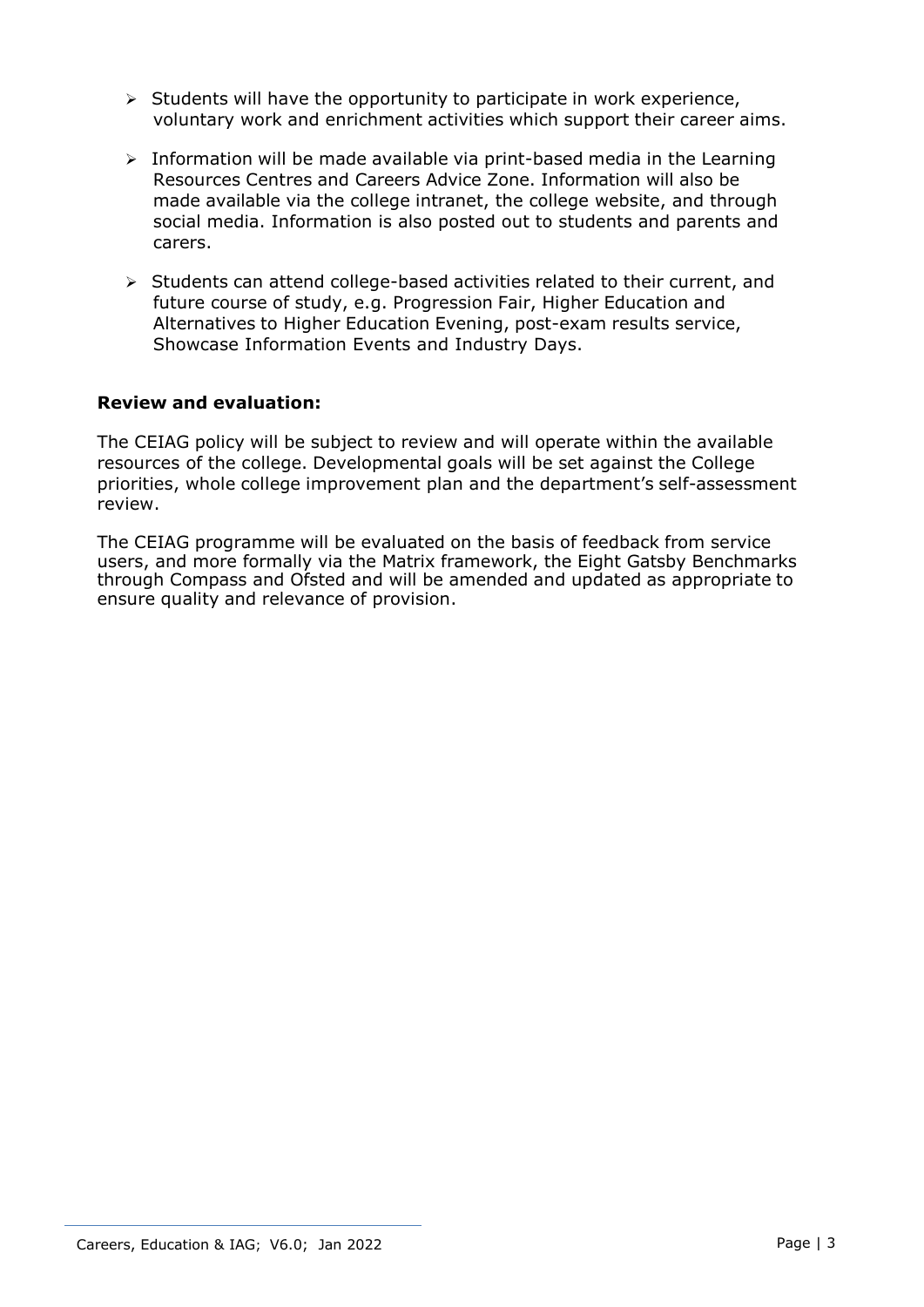- Students will have the opportunity to participate in work experience, voluntary work and enrichment activities which support their career aims.

- Information will be made available via print-based media in the Learning Resources Centres and Careers Advice Zone. Information will also be made available via the college intranet, the college website, and through social media. Information is also posted out to students and parents and carers.

- Students can attend college-based activities related to their current, and future course of study, e.g. Progression Fair, Higher Education and Alternatives to Higher Education Evening, post-exam results service, Showcase Information Events and Industry Days.

**Review and evaluation:**

The CEIAG policy will be subject to review and will operate within the available resources of the college. Developmental goals will be set against the College priorities, whole college improvement plan and the department's self-assessment review.

The CEIAG programme will be evaluated on the basis of feedback from service users, and more formally via the Matrix framework, the Eight Gatsby Benchmarks through Compass and Ofsted and will be amended and updated as appropriate to ensure quality and relevance of provision.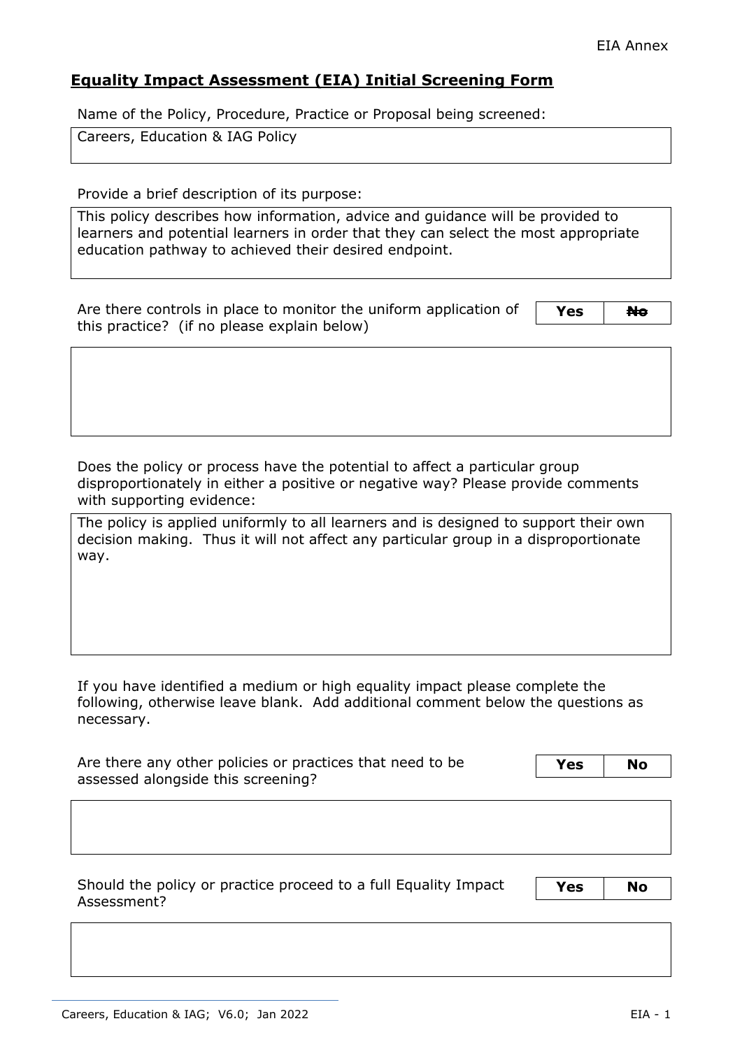EIA Annex

## Equality Impact Assessment (EIA) Initial Screening Form

Name of the Policy, Procedure, Practice or Proposal being screened:

| Careers, Education & IAG Policy |
|---|

Provide a brief description of its purpose:

| This policy describes how information, advice and guidance will be provided to learners and potential learners in order that they can select the most appropriate education pathway to achieved their desired endpoint. |
|---|

Are there controls in place to monitor the uniform application of this practice? (if no please explain below)

| **Yes** | ~~**No**~~ |
|---|---|

Does the policy or process have the potential to affect a particular group disproportionately in either a positive or negative way? Please provide comments with supporting evidence:

| The policy is applied uniformly to all learners and is designed to support their own decision making. Thus it will not affect any particular group in a disproportionate way. |
|---|

If you have identified a medium or high equality impact please complete the following, otherwise leave blank. Add additional comment below the questions as necessary.

Are there any other policies or practices that need to be assessed alongside this screening?

| **Yes** | **No** |
|---|---|

Should the policy or practice proceed to a full Equality Impact Assessment?

| **Yes** | **No** |
|---|---|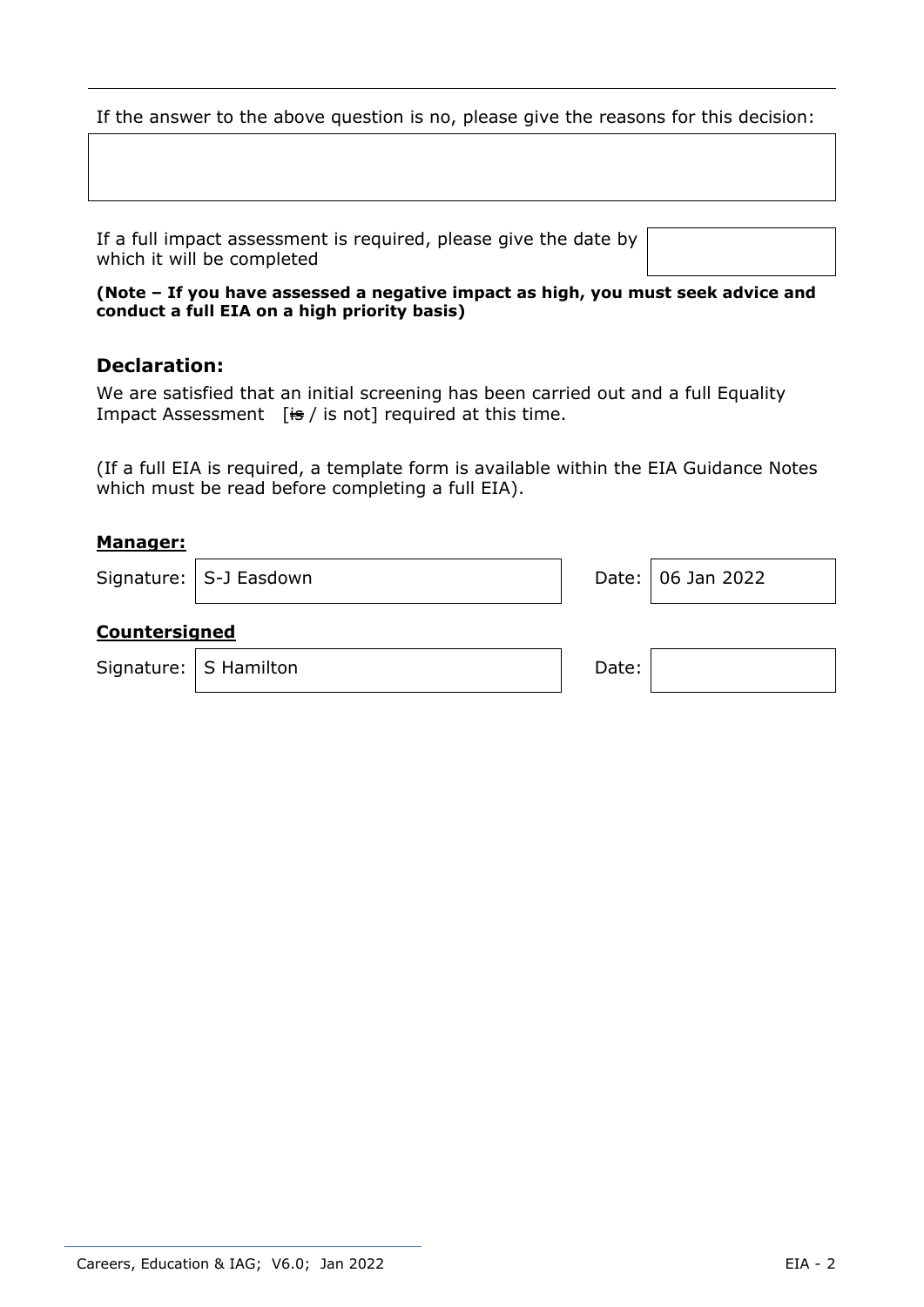If the answer to the above question is no, please give the reasons for this decision:

| |
|---|
| |

| | |
|---|---|
| If a full impact assessment is required, please give the date by which it will be completed | |

**(Note – If you have assessed a negative impact as high, you must seek advice and conduct a full EIA on a high priority basis)**

## Declaration:

We are satisfied that an initial screening has been carried out and a full Equality Impact Assessment [~~is~~ / is not] required at this time.

(If a full EIA is required, a template form is available within the EIA Guidance Notes which must be read before completing a full EIA).

**Manager:**

| | | | |
|---|---|---|---|
| Signature: | S-J Easdown | Date: | 06 Jan 2022 |

**Countersigned**

| | | | |
|---|---|---|---|
| Signature: | S Hamilton | Date: | |